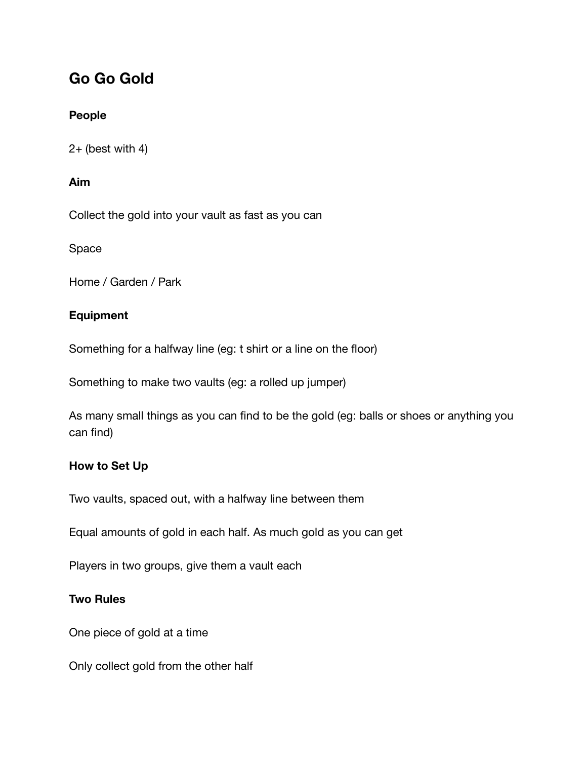# Go Go Gold

**People**

2+ (best with 4)

**Aim**

Collect the gold into your vault as fast as you can

Space

Home / Garden / Park

**Equipment**

Something for a halfway line (eg: t shirt or a line on the floor)

Something to make two vaults (eg: a rolled up jumper)

As many small things as you can find to be the gold (eg: balls or shoes or anything you can find)

**How to Set Up**

Two vaults, spaced out, with a halfway line between them

Equal amounts of gold in each half. As much gold as you can get

Players in two groups, give them a vault each

**Two Rules**

One piece of gold at a time

Only collect gold from the other half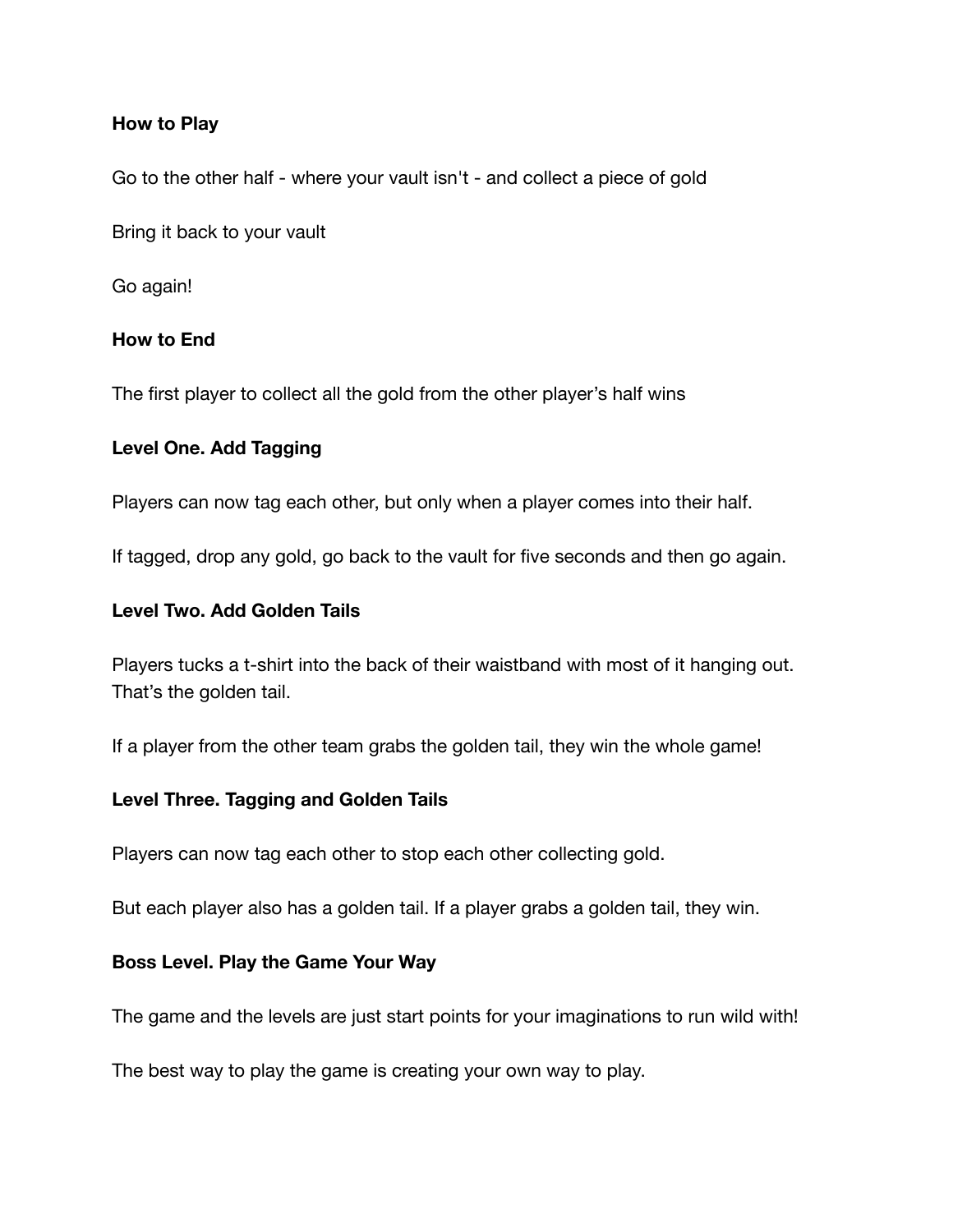**How to Play**

Go to the other half - where your vault isn't - and collect a piece of gold

Bring it back to your vault

Go again!

**How to End**

The first player to collect all the gold from the other player's half wins

**Level One. Add Tagging**

Players can now tag each other, but only when a player comes into their half.

If tagged, drop any gold, go back to the vault for five seconds and then go again.

**Level Two. Add Golden Tails**

Players tucks a t-shirt into the back of their waistband with most of it hanging out. That's the golden tail.

If a player from the other team grabs the golden tail, they win the whole game!

**Level Three. Tagging and Golden Tails**

Players can now tag each other to stop each other collecting gold.

But each player also has a golden tail. If a player grabs a golden tail, they win.

**Boss Level. Play the Game Your Way**

The game and the levels are just start points for your imaginations to run wild with!

The best way to play the game is creating your own way to play.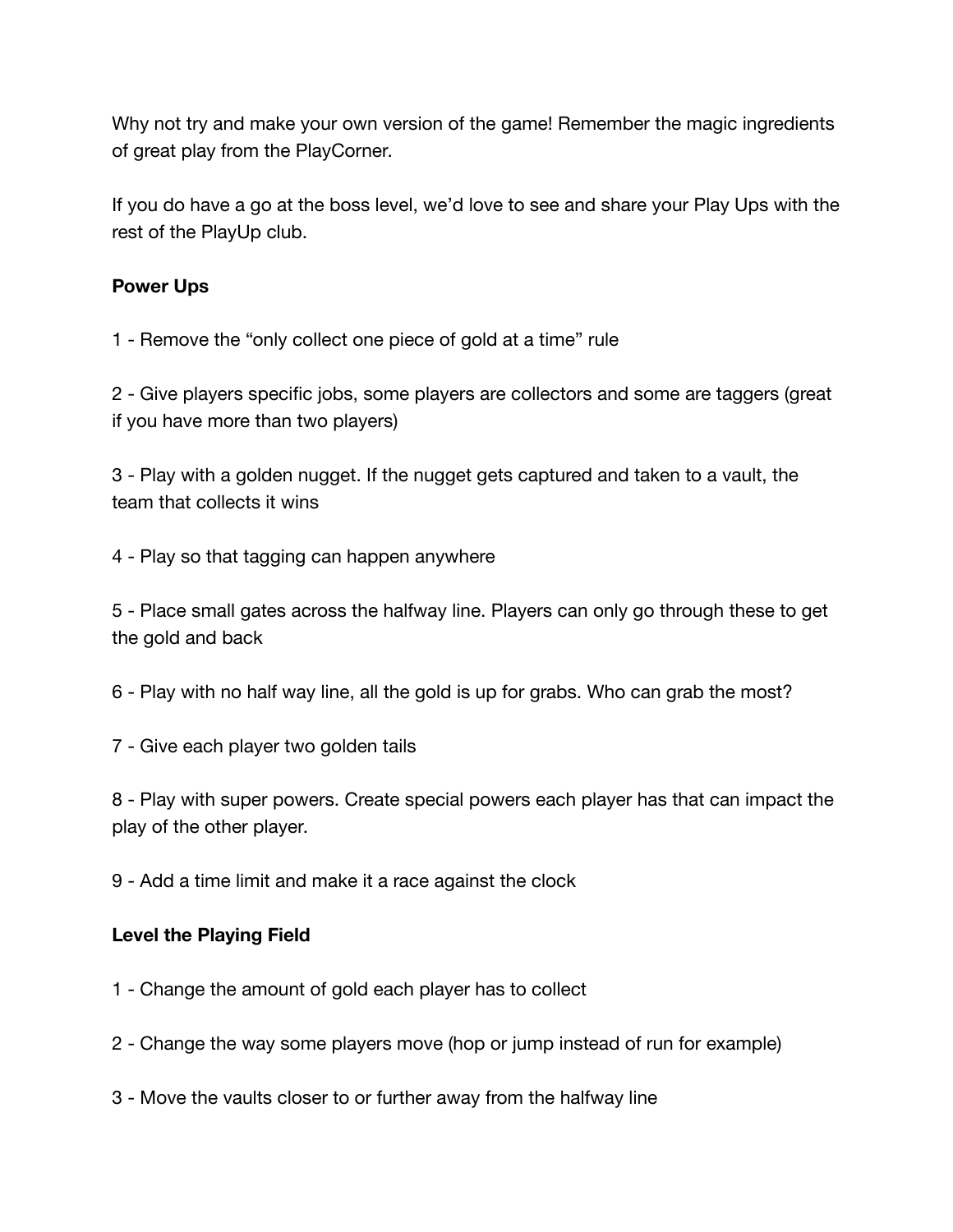Why not try and make your own version of the game! Remember the magic ingredients of great play from the PlayCorner.

If you do have a go at the boss level, we'd love to see and share your Play Ups with the rest of the PlayUp club.

**Power Ups**

1 - Remove the "only collect one piece of gold at a time" rule

2 - Give players specific jobs, some players are collectors and some are taggers (great if you have more than two players)

3 - Play with a golden nugget. If the nugget gets captured and taken to a vault, the team that collects it wins

4 - Play so that tagging can happen anywhere

5 - Place small gates across the halfway line. Players can only go through these to get the gold and back

6 - Play with no half way line, all the gold is up for grabs. Who can grab the most?

7 - Give each player two golden tails

8 - Play with super powers. Create special powers each player has that can impact the play of the other player.

9 - Add a time limit and make it a race against the clock

**Level the Playing Field**

1 - Change the amount of gold each player has to collect

2 - Change the way some players move (hop or jump instead of run for example)

3 - Move the vaults closer to or further away from the halfway line